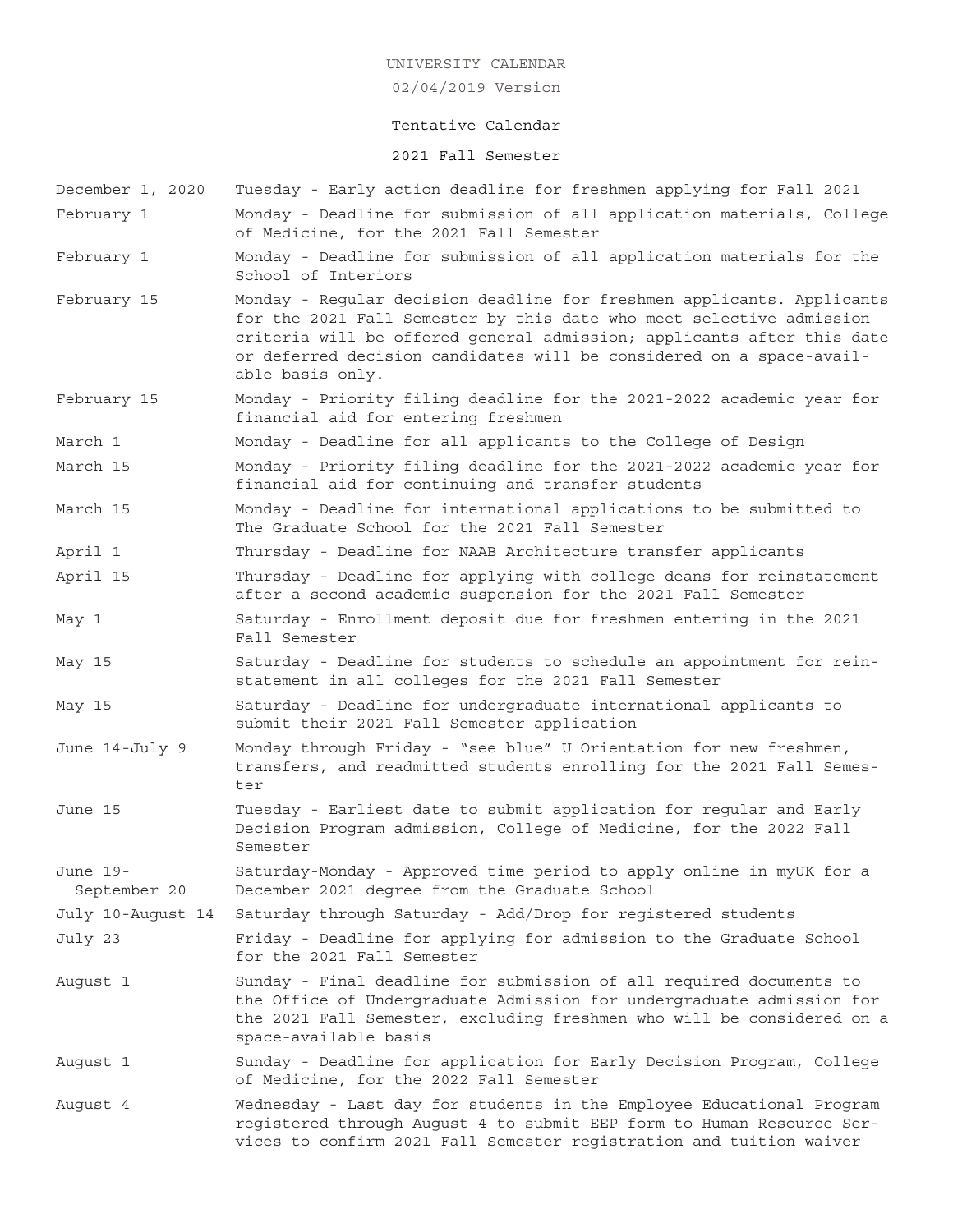# UNIVERSITY CALENDAR

02/04/2019 Version

## Tentative Calendar

## 2021 Fall Semester

| Date | Event |
|---|---|
| December 1, 2020 | Tuesday - Early action deadline for freshmen applying for Fall 2021 |
| February 1 | Monday - Deadline for submission of all application materials, College of Medicine, for the 2021 Fall Semester |
| February 1 | Monday - Deadline for submission of all application materials for the School of Interiors |
| February 15 | Monday - Regular decision deadline for freshmen applicants. Applicants for the 2021 Fall Semester by this date who meet selective admission criteria will be offered general admission; applicants after this date or deferred decision candidates will be considered on a space-available basis only. |
| February 15 | Monday - Priority filing deadline for the 2021-2022 academic year for financial aid for entering freshmen |
| March 1 | Monday - Deadline for all applicants to the College of Design |
| March 15 | Monday - Priority filing deadline for the 2021-2022 academic year for financial aid for continuing and transfer students |
| March 15 | Monday - Deadline for international applications to be submitted to The Graduate School for the 2021 Fall Semester |
| April 1 | Thursday - Deadline for NAAB Architecture transfer applicants |
| April 15 | Thursday - Deadline for applying with college deans for reinstatement after a second academic suspension for the 2021 Fall Semester |
| May 1 | Saturday - Enrollment deposit due for freshmen entering in the 2021 Fall Semester |
| May 15 | Saturday - Deadline for students to schedule an appointment for reinstatement in all colleges for the 2021 Fall Semester |
| May 15 | Saturday - Deadline for undergraduate international applicants to submit their 2021 Fall Semester application |
| June 14-July 9 | Monday through Friday - "see blue" U Orientation for new freshmen, transfers, and readmitted students enrolling for the 2021 Fall Semester |
| June 15 | Tuesday - Earliest date to submit application for regular and Early Decision Program admission, College of Medicine, for the 2022 Fall Semester |
| June 19-September 20 | Saturday-Monday - Approved time period to apply online in myUK for a December 2021 degree from the Graduate School |
| July 10-August 14 | Saturday through Saturday - Add/Drop for registered students |
| July 23 | Friday - Deadline for applying for admission to the Graduate School for the 2021 Fall Semester |
| August 1 | Sunday - Final deadline for submission of all required documents to the Office of Undergraduate Admission for undergraduate admission for the 2021 Fall Semester, excluding freshmen who will be considered on a space-available basis |
| August 1 | Sunday - Deadline for application for Early Decision Program, College of Medicine, for the 2022 Fall Semester |
| August 4 | Wednesday - Last day for students in the Employee Educational Program registered through August 4 to submit EEP form to Human Resource Services to confirm 2021 Fall Semester registration and tuition waiver |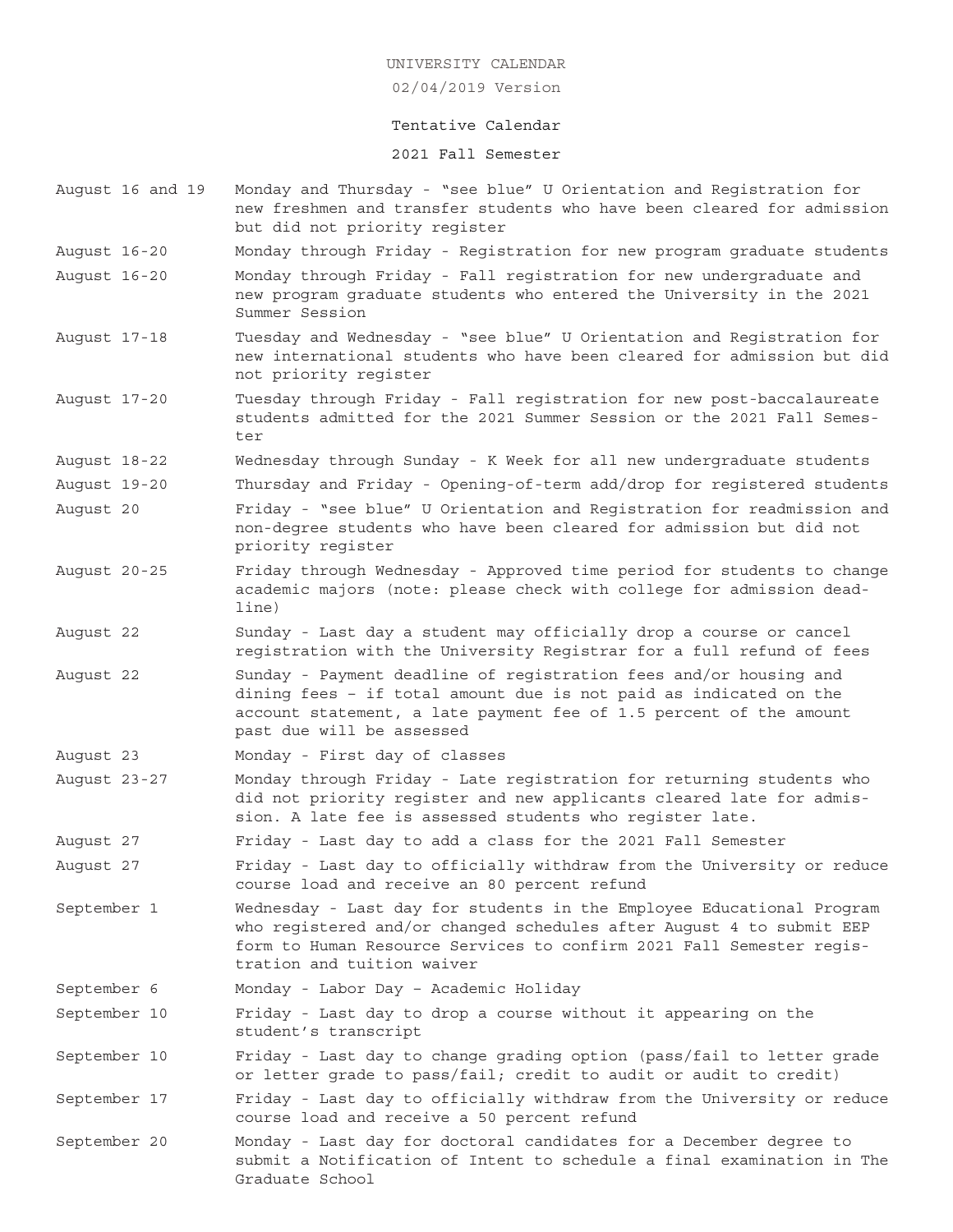UNIVERSITY CALENDAR

02/04/2019 Version

Tentative Calendar

2021 Fall Semester

| Date | Event |
|---|---|
| August 16 and 19 | Monday and Thursday - "see blue" U Orientation and Registration for new freshmen and transfer students who have been cleared for admission but did not priority register |
| August 16-20 | Monday through Friday - Registration for new program graduate students |
| August 16-20 | Monday through Friday - Fall registration for new undergraduate and new program graduate students who entered the University in the 2021 Summer Session |
| August 17-18 | Tuesday and Wednesday - "see blue" U Orientation and Registration for new international students who have been cleared for admission but did not priority register |
| August 17-20 | Tuesday through Friday - Fall registration for new post-baccalaureate students admitted for the 2021 Summer Session or the 2021 Fall Semester |
| August 18-22 | Wednesday through Sunday - K Week for all new undergraduate students |
| August 19-20 | Thursday and Friday - Opening-of-term add/drop for registered students |
| August 20 | Friday - "see blue" U Orientation and Registration for readmission and non-degree students who have been cleared for admission but did not priority register |
| August 20-25 | Friday through Wednesday - Approved time period for students to change academic majors (note: please check with college for admission deadline) |
| August 22 | Sunday - Last day a student may officially drop a course or cancel registration with the University Registrar for a full refund of fees |
| August 22 | Sunday - Payment deadline of registration fees and/or housing and dining fees – if total amount due is not paid as indicated on the account statement, a late payment fee of 1.5 percent of the amount past due will be assessed |
| August 23 | Monday - First day of classes |
| August 23-27 | Monday through Friday - Late registration for returning students who did not priority register and new applicants cleared late for admission. A late fee is assessed students who register late. |
| August 27 | Friday - Last day to add a class for the 2021 Fall Semester |
| August 27 | Friday - Last day to officially withdraw from the University or reduce course load and receive an 80 percent refund |
| September 1 | Wednesday - Last day for students in the Employee Educational Program who registered and/or changed schedules after August 4 to submit EEP form to Human Resource Services to confirm 2021 Fall Semester registration and tuition waiver |
| September 6 | Monday - Labor Day – Academic Holiday |
| September 10 | Friday - Last day to drop a course without it appearing on the student's transcript |
| September 10 | Friday - Last day to change grading option (pass/fail to letter grade or letter grade to pass/fail; credit to audit or audit to credit) |
| September 17 | Friday - Last day to officially withdraw from the University or reduce course load and receive a 50 percent refund |
| September 20 | Monday - Last day for doctoral candidates for a December degree to submit a Notification of Intent to schedule a final examination in The Graduate School |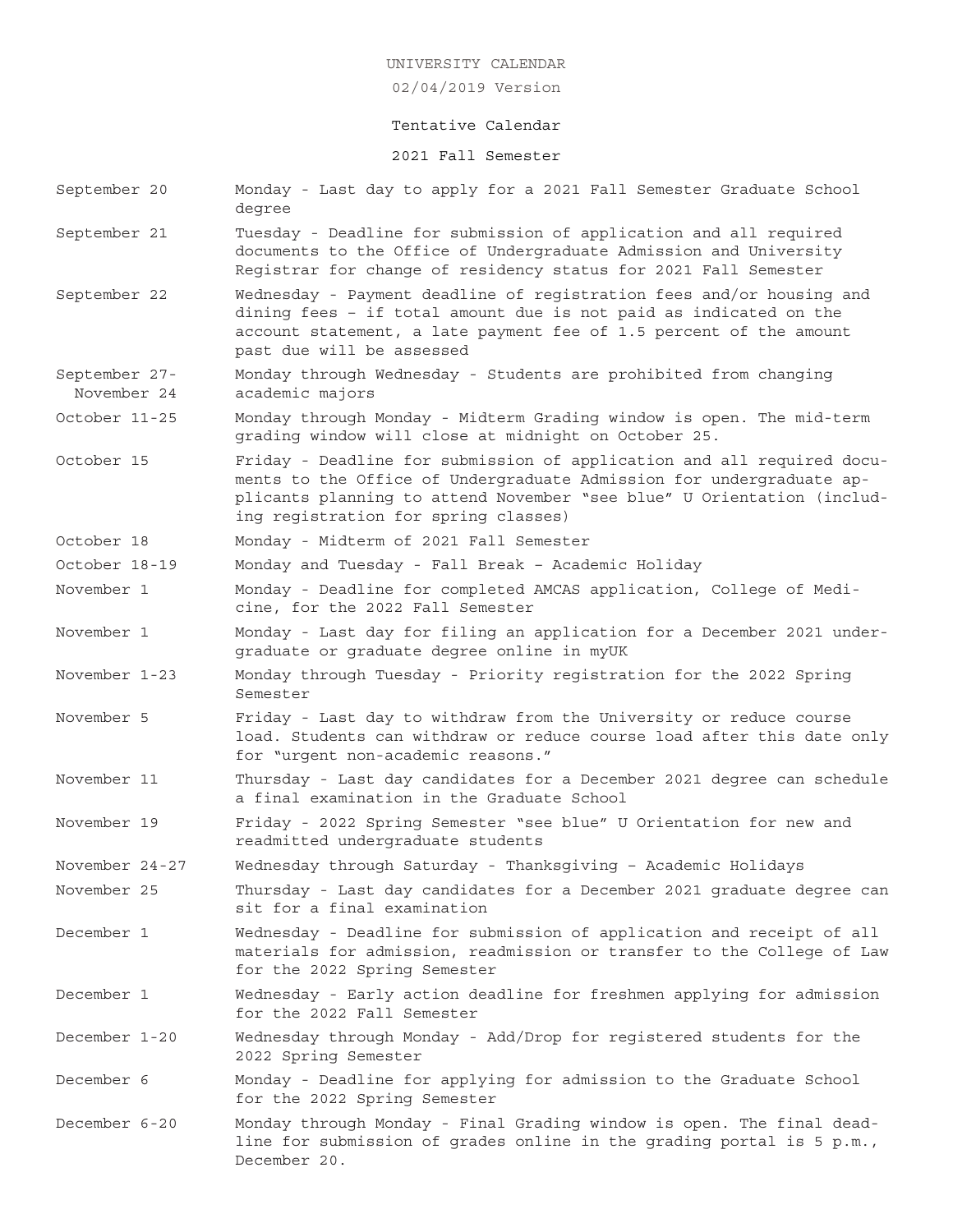UNIVERSITY CALENDAR

02/04/2019 Version

Tentative Calendar

## 2021 Fall Semester

| Date | Event |
| --- | --- |
| September 20 | Monday - Last day to apply for a 2021 Fall Semester Graduate School degree |
| September 21 | Tuesday - Deadline for submission of application and all required documents to the Office of Undergraduate Admission and University Registrar for change of residency status for 2021 Fall Semester |
| September 22 | Wednesday - Payment deadline of registration fees and/or housing and dining fees – if total amount due is not paid as indicated on the account statement, a late payment fee of 1.5 percent of the amount past due will be assessed |
| September 27-November 24 | Monday through Wednesday - Students are prohibited from changing academic majors |
| October 11-25 | Monday through Monday - Midterm Grading window is open. The mid-term grading window will close at midnight on October 25. |
| October 15 | Friday - Deadline for submission of application and all required documents to the Office of Undergraduate Admission for undergraduate applicants planning to attend November "see blue" U Orientation (including registration for spring classes) |
| October 18 | Monday - Midterm of 2021 Fall Semester |
| October 18-19 | Monday and Tuesday - Fall Break – Academic Holiday |
| November 1 | Monday - Deadline for completed AMCAS application, College of Medicine, for the 2022 Fall Semester |
| November 1 | Monday - Last day for filing an application for a December 2021 undergraduate or graduate degree online in myUK |
| November 1-23 | Monday through Tuesday - Priority registration for the 2022 Spring Semester |
| November 5 | Friday - Last day to withdraw from the University or reduce course load. Students can withdraw or reduce course load after this date only for "urgent non-academic reasons." |
| November 11 | Thursday - Last day candidates for a December 2021 degree can schedule a final examination in the Graduate School |
| November 19 | Friday - 2022 Spring Semester "see blue" U Orientation for new and readmitted undergraduate students |
| November 24-27 | Wednesday through Saturday - Thanksgiving – Academic Holidays |
| November 25 | Thursday - Last day candidates for a December 2021 graduate degree can sit for a final examination |
| December 1 | Wednesday - Deadline for submission of application and receipt of all materials for admission, readmission or transfer to the College of Law for the 2022 Spring Semester |
| December 1 | Wednesday - Early action deadline for freshmen applying for admission for the 2022 Fall Semester |
| December 1-20 | Wednesday through Monday - Add/Drop for registered students for the 2022 Spring Semester |
| December 6 | Monday - Deadline for applying for admission to the Graduate School for the 2022 Spring Semester |
| December 6-20 | Monday through Monday - Final Grading window is open. The final deadline for submission of grades online in the grading portal is 5 p.m., December 20. |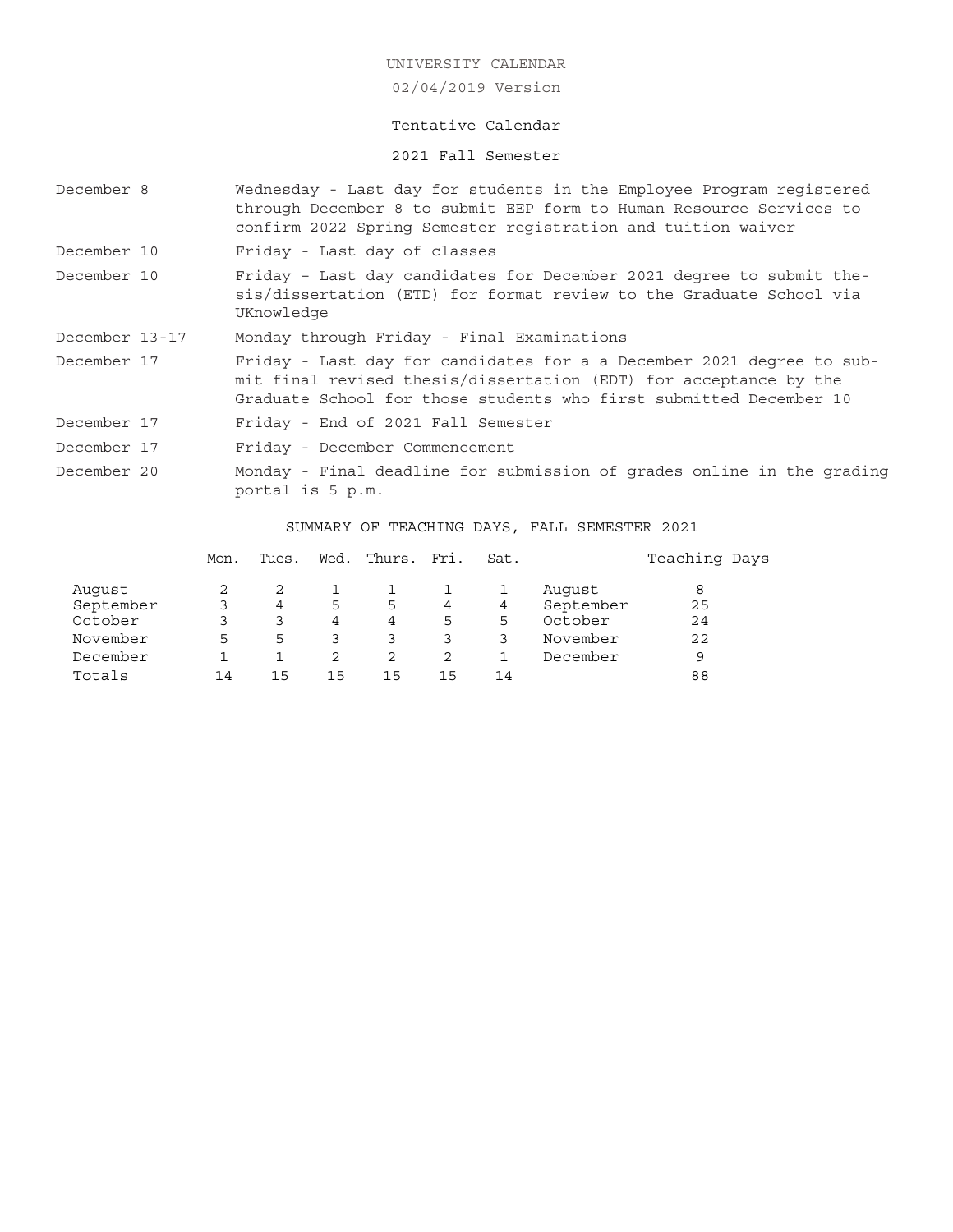UNIVERSITY CALENDAR

02/04/2019 Version

Tentative Calendar

2021 Fall Semester

| | |
|---|---|
| December 8 | Wednesday - Last day for students in the Employee Program registered through December 8 to submit EEP form to Human Resource Services to confirm 2022 Spring Semester registration and tuition waiver |
| December 10 | Friday - Last day of classes |
| December 10 | Friday – Last day candidates for December 2021 degree to submit thesis/dissertation (ETD) for format review to the Graduate School via UKnowledge |
| December 13-17 | Monday through Friday - Final Examinations |
| December 17 | Friday - Last day for candidates for a a December 2021 degree to submit final revised thesis/dissertation (EDT) for acceptance by the Graduate School for those students who first submitted December 10 |
| December 17 | Friday - End of 2021 Fall Semester |
| December 17 | Friday - December Commencement |
| December 20 | Monday - Final deadline for submission of grades online in the grading portal is 5 p.m. |

SUMMARY OF TEACHING DAYS, FALL SEMESTER 2021

| | Mon. | Tues. | Wed. | Thurs. | Fri. | Sat. | | Teaching Days |
|---|---|---|---|---|---|---|---|---|
| August | 2 | 2 | 1 | 1 | 1 | 1 | August | 8 |
| September | 3 | 4 | 5 | 5 | 4 | 4 | September | 25 |
| October | 3 | 3 | 4 | 4 | 5 | 5 | October | 24 |
| November | 5 | 5 | 3 | 3 | 3 | 3 | November | 22 |
| December | 1 | 1 | 2 | 2 | 2 | 1 | December | 9 |
| Totals | 14 | 15 | 15 | 15 | 15 | 14 | | 88 |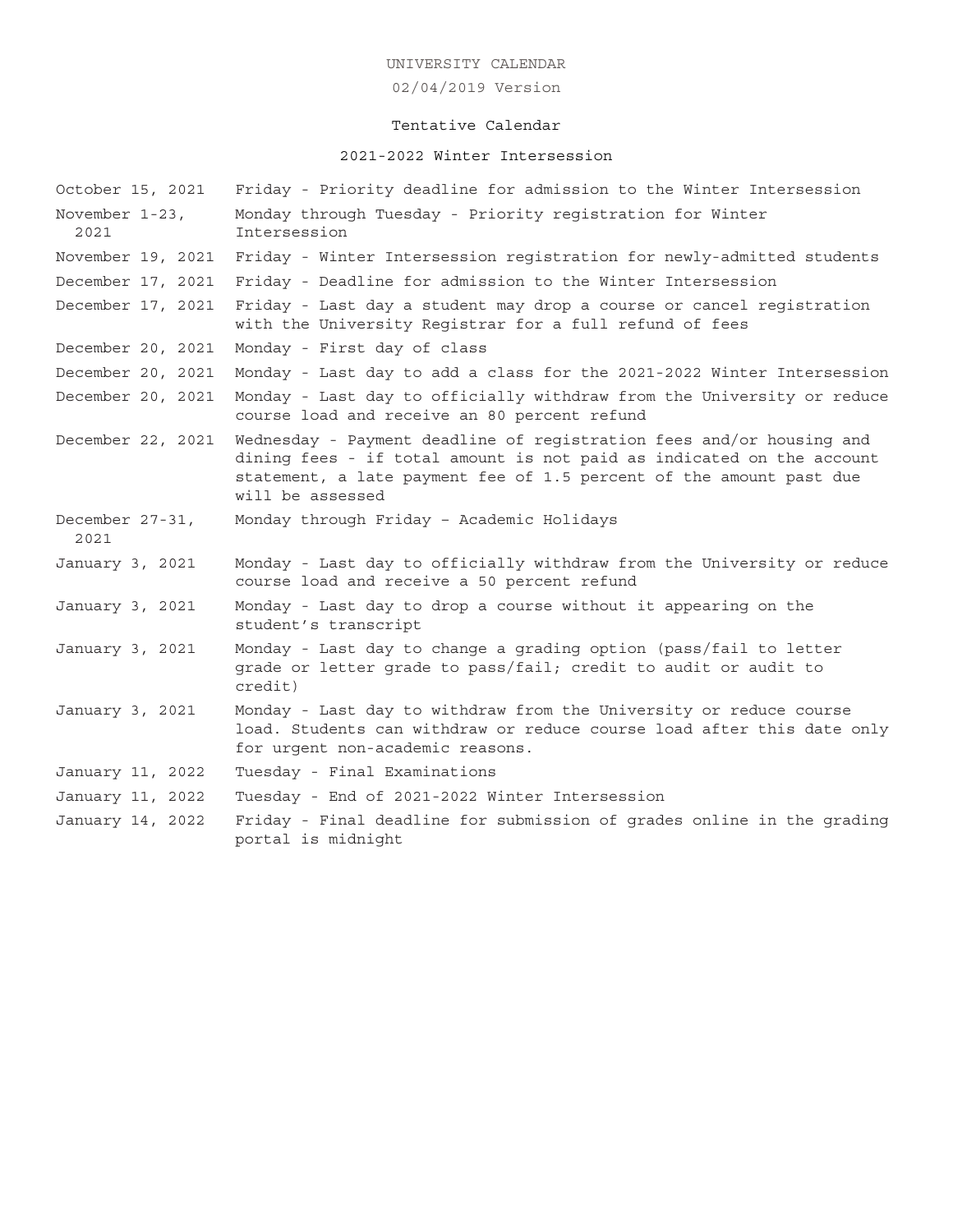UNIVERSITY CALENDAR

02/04/2019 Version

Tentative Calendar

2021-2022 Winter Intersession

| | |
|---|---|
| October 15, 2021 | Friday - Priority deadline for admission to the Winter Intersession |
| November 1-23, 2021 | Monday through Tuesday - Priority registration for Winter Intersession |
| November 19, 2021 | Friday - Winter Intersession registration for newly-admitted students |
| December 17, 2021 | Friday - Deadline for admission to the Winter Intersession |
| December 17, 2021 | Friday - Last day a student may drop a course or cancel registration with the University Registrar for a full refund of fees |
| December 20, 2021 | Monday - First day of class |
| December 20, 2021 | Monday - Last day to add a class for the 2021-2022 Winter Intersession |
| December 20, 2021 | Monday - Last day to officially withdraw from the University or reduce course load and receive an 80 percent refund |
| December 22, 2021 | Wednesday - Payment deadline of registration fees and/or housing and dining fees - if total amount is not paid as indicated on the account statement, a late payment fee of 1.5 percent of the amount past due will be assessed |
| December 27-31, 2021 | Monday through Friday – Academic Holidays |
| January 3, 2021 | Monday - Last day to officially withdraw from the University or reduce course load and receive a 50 percent refund |
| January 3, 2021 | Monday - Last day to drop a course without it appearing on the student's transcript |
| January 3, 2021 | Monday - Last day to change a grading option (pass/fail to letter grade or letter grade to pass/fail; credit to audit or audit to credit) |
| January 3, 2021 | Monday - Last day to withdraw from the University or reduce course load. Students can withdraw or reduce course load after this date only for urgent non-academic reasons. |
| January 11, 2022 | Tuesday - Final Examinations |
| January 11, 2022 | Tuesday - End of 2021-2022 Winter Intersession |
| January 14, 2022 | Friday - Final deadline for submission of grades online in the grading portal is midnight |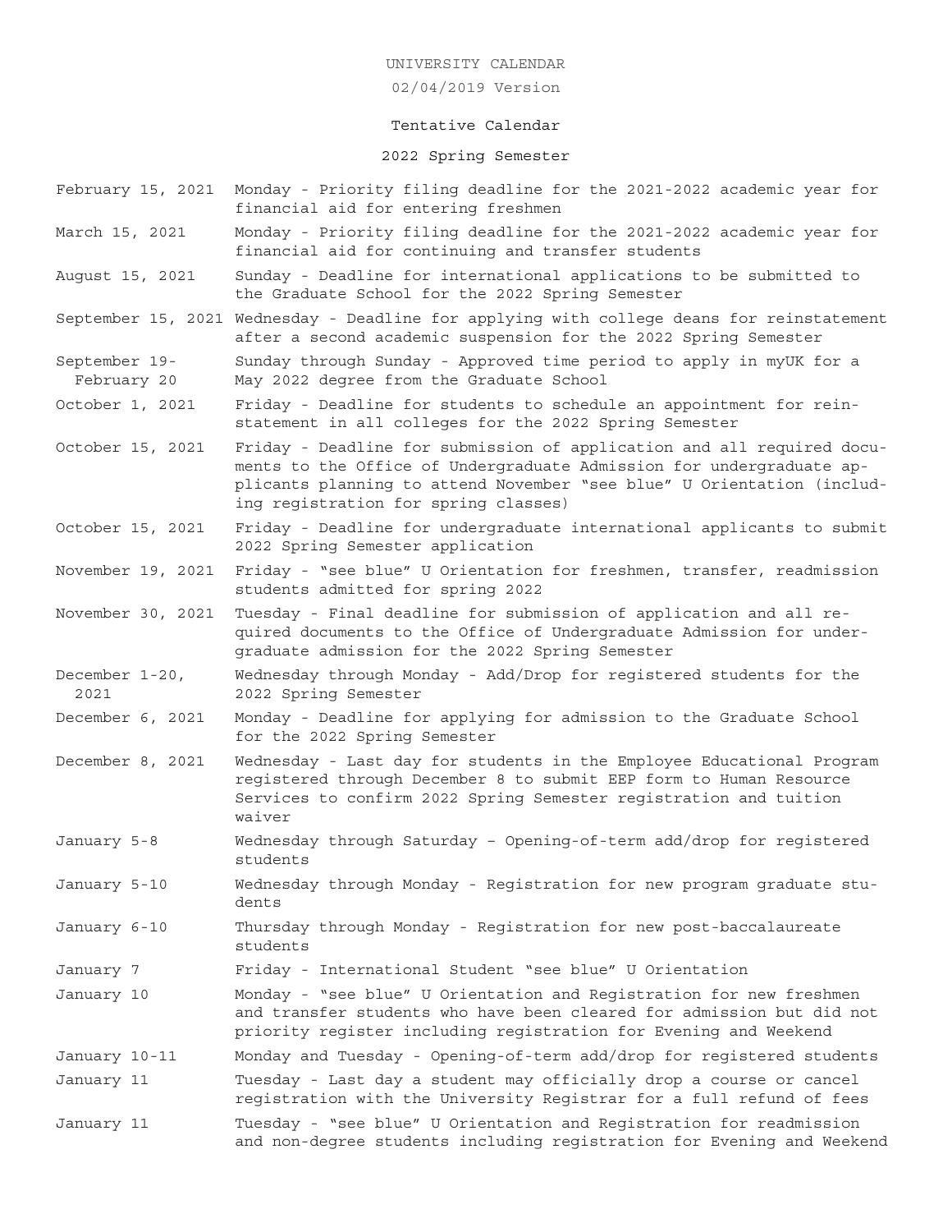UNIVERSITY CALENDAR

02/04/2019 Version

Tentative Calendar

2022 Spring Semester

| | |
|---|---|
| February 15, 2021 | Monday - Priority filing deadline for the 2021-2022 academic year for financial aid for entering freshmen |
| March 15, 2021 | Monday - Priority filing deadline for the 2021-2022 academic year for financial aid for continuing and transfer students |
| August 15, 2021 | Sunday - Deadline for international applications to be submitted to the Graduate School for the 2022 Spring Semester |
| September 15, 2021 | Wednesday - Deadline for applying with college deans for reinstatement after a second academic suspension for the 2022 Spring Semester |
| September 19-February 20 | Sunday through Sunday - Approved time period to apply in myUK for a May 2022 degree from the Graduate School |
| October 1, 2021 | Friday - Deadline for students to schedule an appointment for reinstatement in all colleges for the 2022 Spring Semester |
| October 15, 2021 | Friday - Deadline for submission of application and all required documents to the Office of Undergraduate Admission for undergraduate applicants planning to attend November "see blue" U Orientation (including registration for spring classes) |
| October 15, 2021 | Friday - Deadline for undergraduate international applicants to submit 2022 Spring Semester application |
| November 19, 2021 | Friday - "see blue" U Orientation for freshmen, transfer, readmission students admitted for spring 2022 |
| November 30, 2021 | Tuesday - Final deadline for submission of application and all required documents to the Office of Undergraduate Admission for undergraduate admission for the 2022 Spring Semester |
| December 1-20, 2021 | Wednesday through Monday - Add/Drop for registered students for the 2022 Spring Semester |
| December 6, 2021 | Monday - Deadline for applying for admission to the Graduate School for the 2022 Spring Semester |
| December 8, 2021 | Wednesday - Last day for students in the Employee Educational Program registered through December 8 to submit EEP form to Human Resource Services to confirm 2022 Spring Semester registration and tuition waiver |
| January 5-8 | Wednesday through Saturday – Opening-of-term add/drop for registered students |
| January 5-10 | Wednesday through Monday - Registration for new program graduate students |
| January 6-10 | Thursday through Monday - Registration for new post-baccalaureate students |
| January 7 | Friday - International Student "see blue" U Orientation |
| January 10 | Monday - "see blue" U Orientation and Registration for new freshmen and transfer students who have been cleared for admission but did not priority register including registration for Evening and Weekend |
| January 10-11 | Monday and Tuesday - Opening-of-term add/drop for registered students |
| January 11 | Tuesday - Last day a student may officially drop a course or cancel registration with the University Registrar for a full refund of fees |
| January 11 | Tuesday - "see blue" U Orientation and Registration for readmission and non-degree students including registration for Evening and Weekend |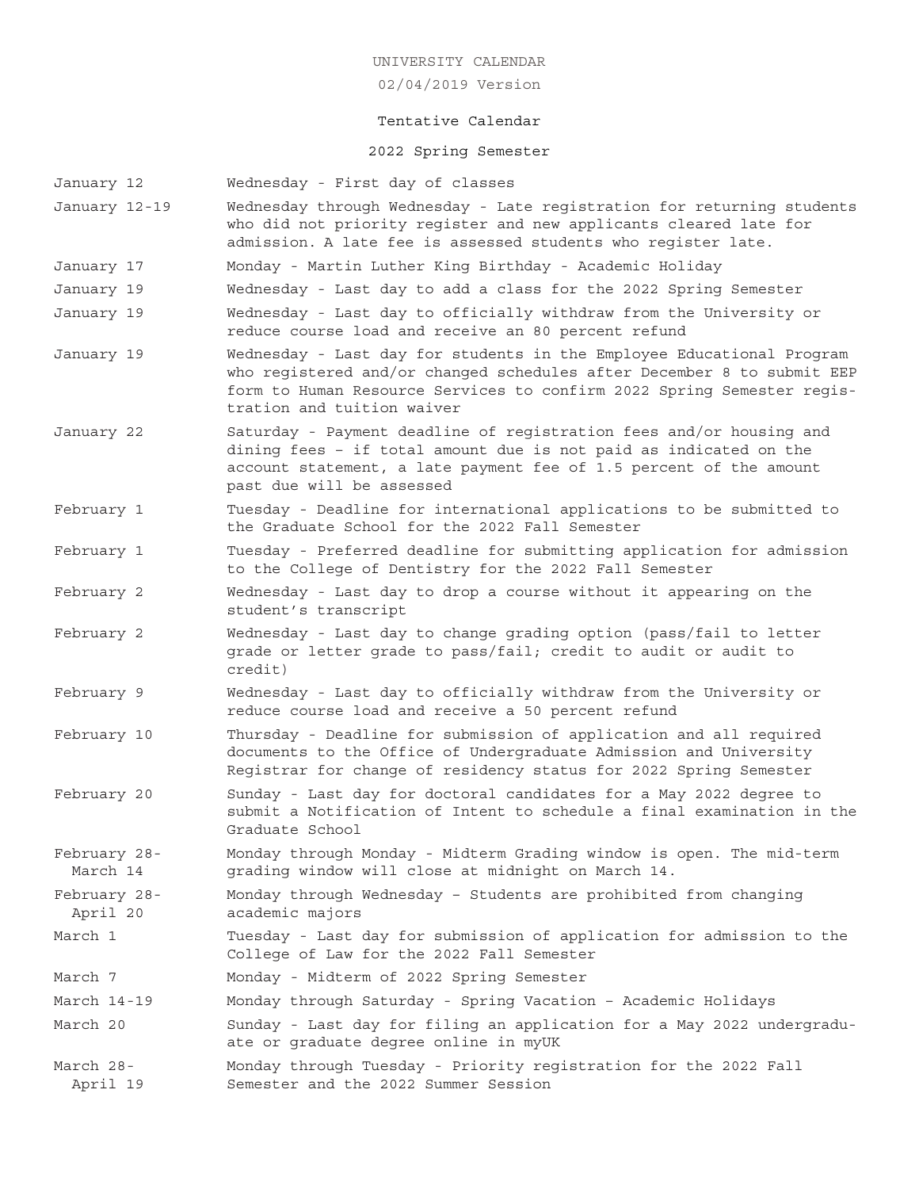UNIVERSITY CALENDAR

02/04/2019 Version

Tentative Calendar

## 2022 Spring Semester

| | |
|---|---|
| January 12 | Wednesday - First day of classes |
| January 12-19 | Wednesday through Wednesday - Late registration for returning students who did not priority register and new applicants cleared late for admission. A late fee is assessed students who register late. |
| January 17 | Monday - Martin Luther King Birthday - Academic Holiday |
| January 19 | Wednesday - Last day to add a class for the 2022 Spring Semester |
| January 19 | Wednesday - Last day to officially withdraw from the University or reduce course load and receive an 80 percent refund |
| January 19 | Wednesday - Last day for students in the Employee Educational Program who registered and/or changed schedules after December 8 to submit EEP form to Human Resource Services to confirm 2022 Spring Semester registration and tuition waiver |
| January 22 | Saturday - Payment deadline of registration fees and/or housing and dining fees – if total amount due is not paid as indicated on the account statement, a late payment fee of 1.5 percent of the amount past due will be assessed |
| February 1 | Tuesday - Deadline for international applications to be submitted to the Graduate School for the 2022 Fall Semester |
| February 1 | Tuesday - Preferred deadline for submitting application for admission to the College of Dentistry for the 2022 Fall Semester |
| February 2 | Wednesday - Last day to drop a course without it appearing on the student's transcript |
| February 2 | Wednesday - Last day to change grading option (pass/fail to letter grade or letter grade to pass/fail; credit to audit or audit to credit) |
| February 9 | Wednesday - Last day to officially withdraw from the University or reduce course load and receive a 50 percent refund |
| February 10 | Thursday - Deadline for submission of application and all required documents to the Office of Undergraduate Admission and University Registrar for change of residency status for 2022 Spring Semester |
| February 20 | Sunday - Last day for doctoral candidates for a May 2022 degree to submit a Notification of Intent to schedule a final examination in the Graduate School |
| February 28-March 14 | Monday through Monday - Midterm Grading window is open. The mid-term grading window will close at midnight on March 14. |
| February 28-April 20 | Monday through Wednesday – Students are prohibited from changing academic majors |
| March 1 | Tuesday - Last day for submission of application for admission to the College of Law for the 2022 Fall Semester |
| March 7 | Monday - Midterm of 2022 Spring Semester |
| March 14-19 | Monday through Saturday - Spring Vacation – Academic Holidays |
| March 20 | Sunday - Last day for filing an application for a May 2022 undergraduate or graduate degree online in myUK |
| March 28-April 19 | Monday through Tuesday - Priority registration for the 2022 Fall Semester and the 2022 Summer Session |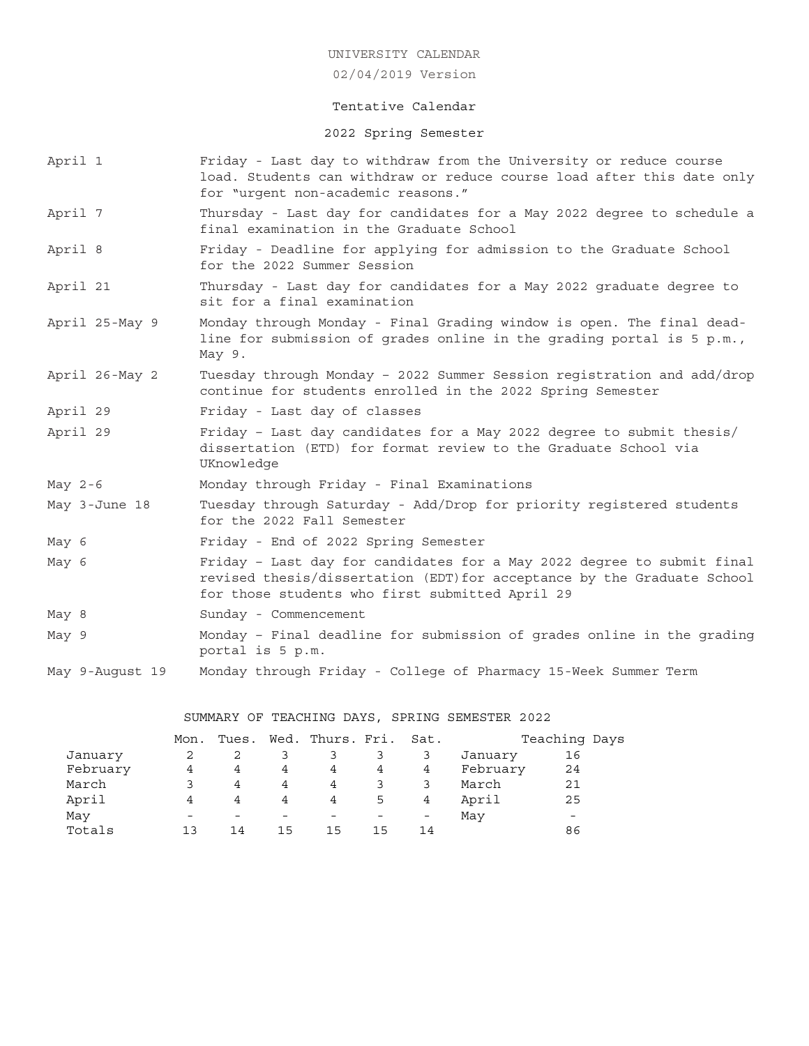UNIVERSITY CALENDAR

02/04/2019 Version

Tentative Calendar

2022 Spring Semester

| | |
|---|---|
| April 1 | Friday - Last day to withdraw from the University or reduce course load. Students can withdraw or reduce course load after this date only for "urgent non-academic reasons." |
| April 7 | Thursday - Last day for candidates for a May 2022 degree to schedule a final examination in the Graduate School |
| April 8 | Friday - Deadline for applying for admission to the Graduate School for the 2022 Summer Session |
| April 21 | Thursday - Last day for candidates for a May 2022 graduate degree to sit for a final examination |
| April 25-May 9 | Monday through Monday - Final Grading window is open. The final deadline for submission of grades online in the grading portal is 5 p.m., May 9. |
| April 26-May 2 | Tuesday through Monday – 2022 Summer Session registration and add/drop continue for students enrolled in the 2022 Spring Semester |
| April 29 | Friday - Last day of classes |
| April 29 | Friday – Last day candidates for a May 2022 degree to submit thesis/ dissertation (ETD) for format review to the Graduate School via UKnowledge |
| May 2-6 | Monday through Friday - Final Examinations |
| May 3-June 18 | Tuesday through Saturday - Add/Drop for priority registered students for the 2022 Fall Semester |
| May 6 | Friday - End of 2022 Spring Semester |
| May 6 | Friday – Last day for candidates for a May 2022 degree to submit final revised thesis/dissertation (EDT)for acceptance by the Graduate School for those students who first submitted April 29 |
| May 8 | Sunday - Commencement |
| May 9 | Monday – Final deadline for submission of grades online in the grading portal is 5 p.m. |
| May 9-August 19 | Monday through Friday - College of Pharmacy 15-Week Summer Term |

SUMMARY OF TEACHING DAYS, SPRING SEMESTER 2022

| | Mon. | Tues. | Wed. | Thurs. | Fri. | Sat. | | Teaching Days |
|---|---|---|---|---|---|---|---|---|
| January | 2 | 2 | 3 | 3 | 3 | 3 | January | 16 |
| February | 4 | 4 | 4 | 4 | 4 | 4 | February | 24 |
| March | 3 | 4 | 4 | 4 | 3 | 3 | March | 21 |
| April | 4 | 4 | 4 | 4 | 5 | 4 | April | 25 |
| May | - | - | - | - | - | - | May | - |
| Totals | 13 | 14 | 15 | 15 | 15 | 14 | | 86 |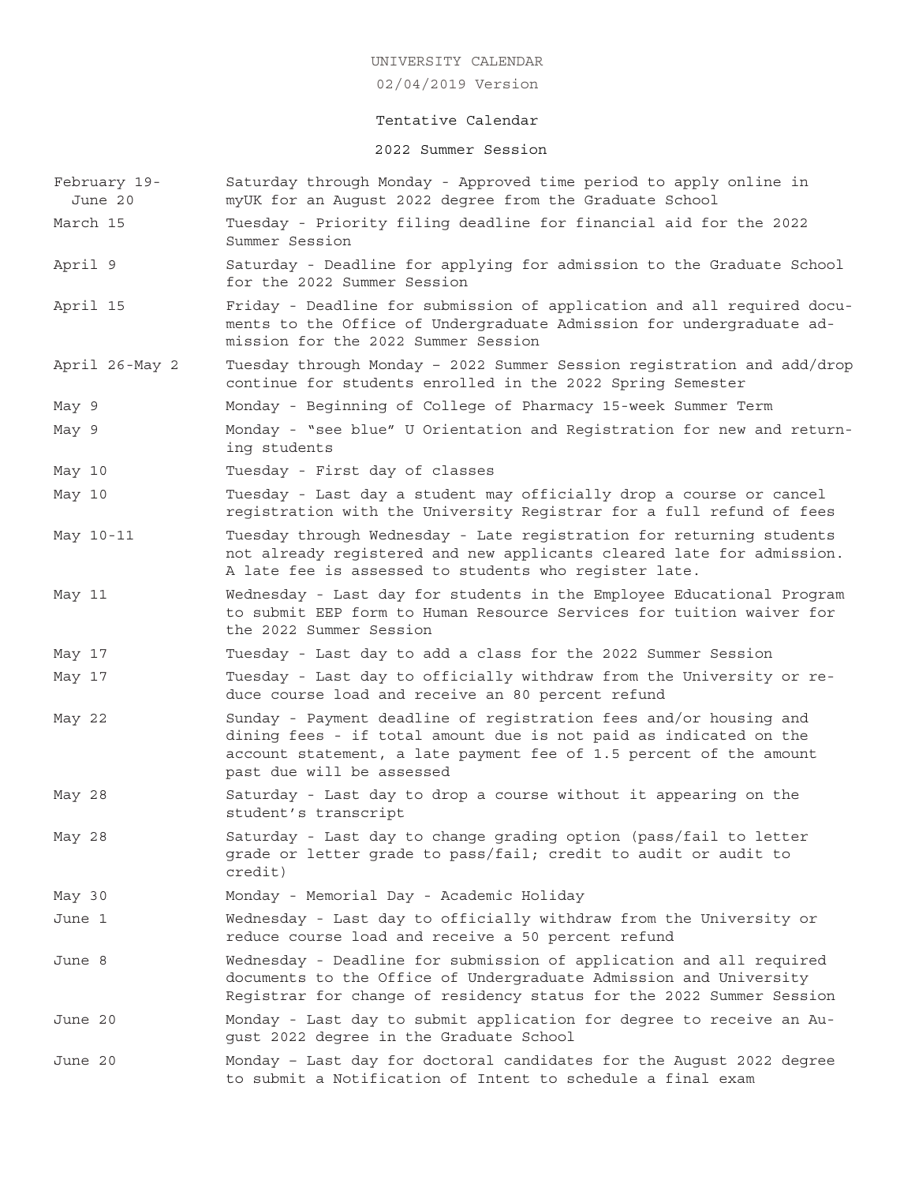UNIVERSITY CALENDAR

02/04/2019 Version

Tentative Calendar

2022 Summer Session

| | |
|---|---|
| February 19-June 20 | Saturday through Monday - Approved time period to apply online in myUK for an August 2022 degree from the Graduate School |
| March 15 | Tuesday - Priority filing deadline for financial aid for the 2022 Summer Session |
| April 9 | Saturday - Deadline for applying for admission to the Graduate School for the 2022 Summer Session |
| April 15 | Friday - Deadline for submission of application and all required documents to the Office of Undergraduate Admission for undergraduate admission for the 2022 Summer Session |
| April 26-May 2 | Tuesday through Monday – 2022 Summer Session registration and add/drop continue for students enrolled in the 2022 Spring Semester |
| May 9 | Monday - Beginning of College of Pharmacy 15-week Summer Term |
| May 9 | Monday - "see blue" U Orientation and Registration for new and returning students |
| May 10 | Tuesday - First day of classes |
| May 10 | Tuesday - Last day a student may officially drop a course or cancel registration with the University Registrar for a full refund of fees |
| May 10-11 | Tuesday through Wednesday - Late registration for returning students not already registered and new applicants cleared late for admission. A late fee is assessed to students who register late. |
| May 11 | Wednesday - Last day for students in the Employee Educational Program to submit EEP form to Human Resource Services for tuition waiver for the 2022 Summer Session |
| May 17 | Tuesday - Last day to add a class for the 2022 Summer Session |
| May 17 | Tuesday - Last day to officially withdraw from the University or reduce course load and receive an 80 percent refund |
| May 22 | Sunday - Payment deadline of registration fees and/or housing and dining fees - if total amount due is not paid as indicated on the account statement, a late payment fee of 1.5 percent of the amount past due will be assessed |
| May 28 | Saturday - Last day to drop a course without it appearing on the student's transcript |
| May 28 | Saturday - Last day to change grading option (pass/fail to letter grade or letter grade to pass/fail; credit to audit or audit to credit) |
| May 30 | Monday - Memorial Day - Academic Holiday |
| June 1 | Wednesday - Last day to officially withdraw from the University or reduce course load and receive a 50 percent refund |
| June 8 | Wednesday - Deadline for submission of application and all required documents to the Office of Undergraduate Admission and University Registrar for change of residency status for the 2022 Summer Session |
| June 20 | Monday - Last day to submit application for degree to receive an August 2022 degree in the Graduate School |
| June 20 | Monday – Last day for doctoral candidates for the August 2022 degree to submit a Notification of Intent to schedule a final exam |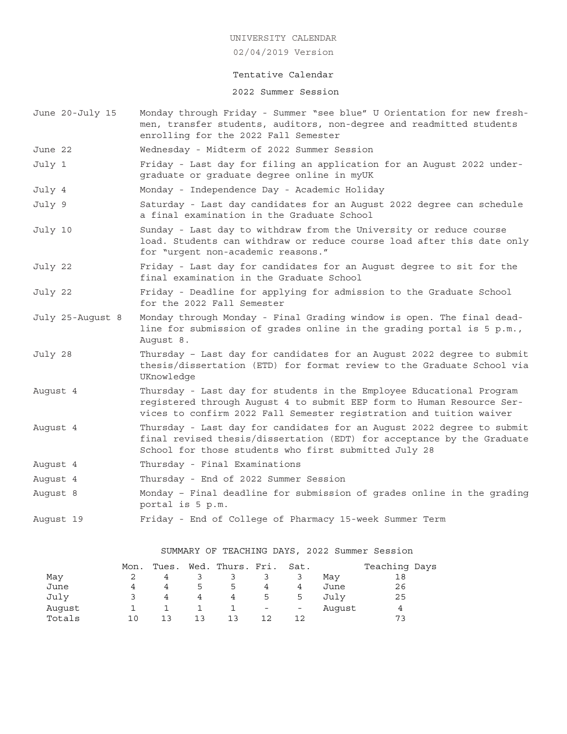UNIVERSITY CALENDAR

02/04/2019 Version

Tentative Calendar

2022 Summer Session

| | |
|---|---|
| June 20-July 15 | Monday through Friday - Summer "see blue" U Orientation for new freshmen, transfer students, auditors, non-degree and readmitted students enrolling for the 2022 Fall Semester |
| June 22 | Wednesday - Midterm of 2022 Summer Session |
| July 1 | Friday - Last day for filing an application for an August 2022 undergraduate or graduate degree online in myUK |
| July 4 | Monday - Independence Day - Academic Holiday |
| July 9 | Saturday - Last day candidates for an August 2022 degree can schedule a final examination in the Graduate School |
| July 10 | Sunday - Last day to withdraw from the University or reduce course load. Students can withdraw or reduce course load after this date only for "urgent non-academic reasons." |
| July 22 | Friday - Last day for candidates for an August degree to sit for the final examination in the Graduate School |
| July 22 | Friday - Deadline for applying for admission to the Graduate School for the 2022 Fall Semester |
| July 25-August 8 | Monday through Monday - Final Grading window is open. The final deadline for submission of grades online in the grading portal is 5 p.m., August 8. |
| July 28 | Thursday – Last day for candidates for an August 2022 degree to submit thesis/dissertation (ETD) for format review to the Graduate School via UKnowledge |
| August 4 | Thursday - Last day for students in the Employee Educational Program registered through August 4 to submit EEP form to Human Resource Services to confirm 2022 Fall Semester registration and tuition waiver |
| August 4 | Thursday - Last day for candidates for an August 2022 degree to submit final revised thesis/dissertation (EDT) for acceptance by the Graduate School for those students who first submitted July 28 |
| August 4 | Thursday - Final Examinations |
| August 4 | Thursday - End of 2022 Summer Session |
| August 8 | Monday – Final deadline for submission of grades online in the grading portal is 5 p.m. |
| August 19 | Friday - End of College of Pharmacy 15-week Summer Term |

SUMMARY OF TEACHING DAYS, 2022 Summer Session

| | Mon. | Tues. | Wed. | Thurs. | Fri. | Sat. | | Teaching Days |
|---|---|---|---|---|---|---|---|---|
| May | 2 | 4 | 3 | 3 | 3 | 3 | May | 18 |
| June | 4 | 4 | 5 | 5 | 4 | 4 | June | 26 |
| July | 3 | 4 | 4 | 4 | 5 | 5 | July | 25 |
| August | 1 | 1 | 1 | 1 | - | - | August | 4 |
| Totals | 10 | 13 | 13 | 13 | 12 | 12 | | 73 |